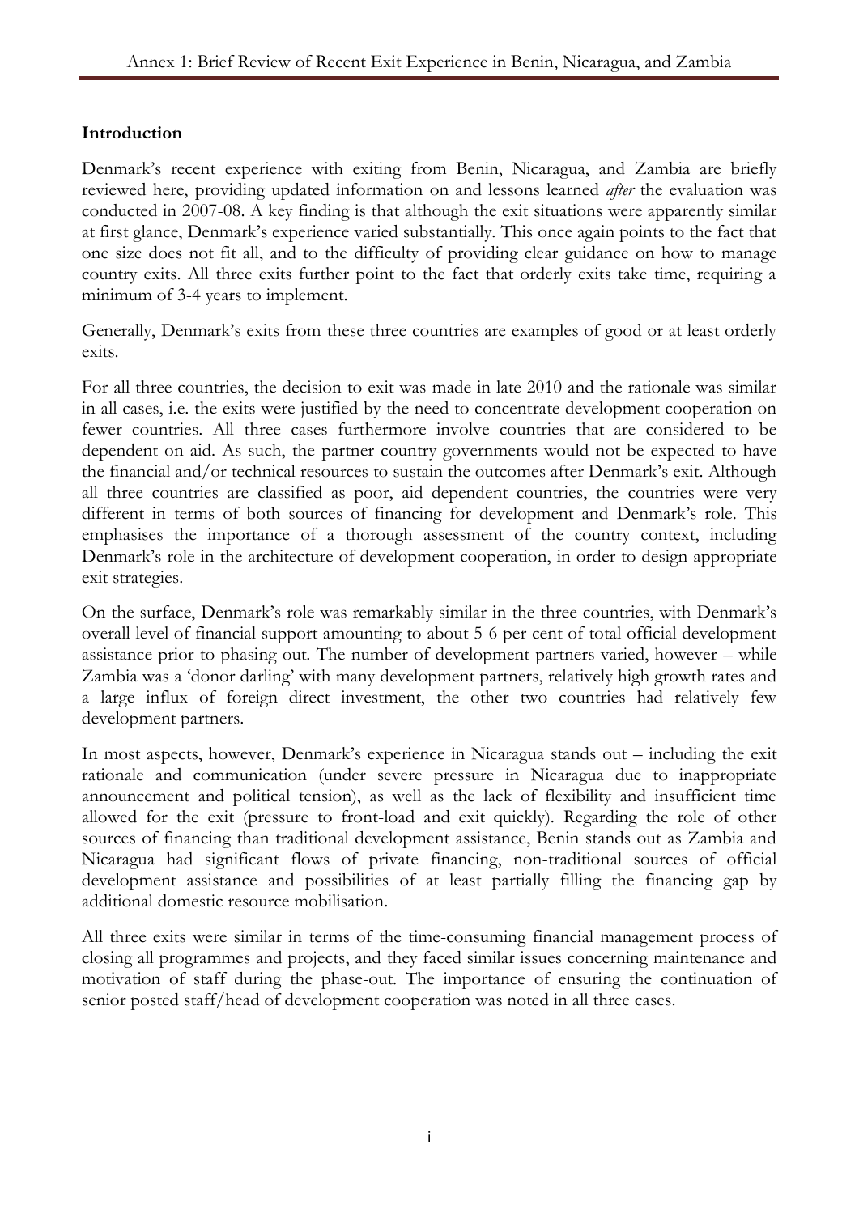## Introduction

Denmark's recent experience with exiting from Benin, Nicaragua, and Zambia are briefly reviewed here, providing updated information on and lessons learned *after* the evaluation was conducted in 2007-08. A key finding is that although the exit situations were apparently similar at first glance, Denmark's experience varied substantially. This once again points to the fact that one size does not fit all, and to the difficulty of providing clear guidance on how to manage country exits. All three exits further point to the fact that orderly exits take time, requiring a minimum of 3-4 years to implement.

Generally, Denmark's exits from these three countries are examples of good or at least orderly exits.

For all three countries, the decision to exit was made in late 2010 and the rationale was similar in all cases, i.e. the exits were justified by the need to concentrate development cooperation on fewer countries. All three cases furthermore involve countries that are considered to be dependent on aid. As such, the partner country governments would not be expected to have the financial and/or technical resources to sustain the outcomes after Denmark's exit. Although all three countries are classified as poor, aid dependent countries, the countries were very different in terms of both sources of financing for development and Denmark's role. This emphasises the importance of a thorough assessment of the country context, including Denmark's role in the architecture of development cooperation, in order to design appropriate exit strategies.

On the surface, Denmark's role was remarkably similar in the three countries, with Denmark's overall level of financial support amounting to about 5-6 per cent of total official development assistance prior to phasing out. The number of development partners varied, however – while Zambia was a 'donor darling' with many development partners, relatively high growth rates and a large influx of foreign direct investment, the other two countries had relatively few development partners.

In most aspects, however, Denmark's experience in Nicaragua stands out – including the exit rationale and communication (under severe pressure in Nicaragua due to inappropriate announcement and political tension), as well as the lack of flexibility and insufficient time allowed for the exit (pressure to front-load and exit quickly). Regarding the role of other sources of financing than traditional development assistance, Benin stands out as Zambia and Nicaragua had significant flows of private financing, non-traditional sources of official development assistance and possibilities of at least partially filling the financing gap by additional domestic resource mobilisation.

All three exits were similar in terms of the time-consuming financial management process of closing all programmes and projects, and they faced similar issues concerning maintenance and motivation of staff during the phase-out. The importance of ensuring the continuation of senior posted staff/head of development cooperation was noted in all three cases.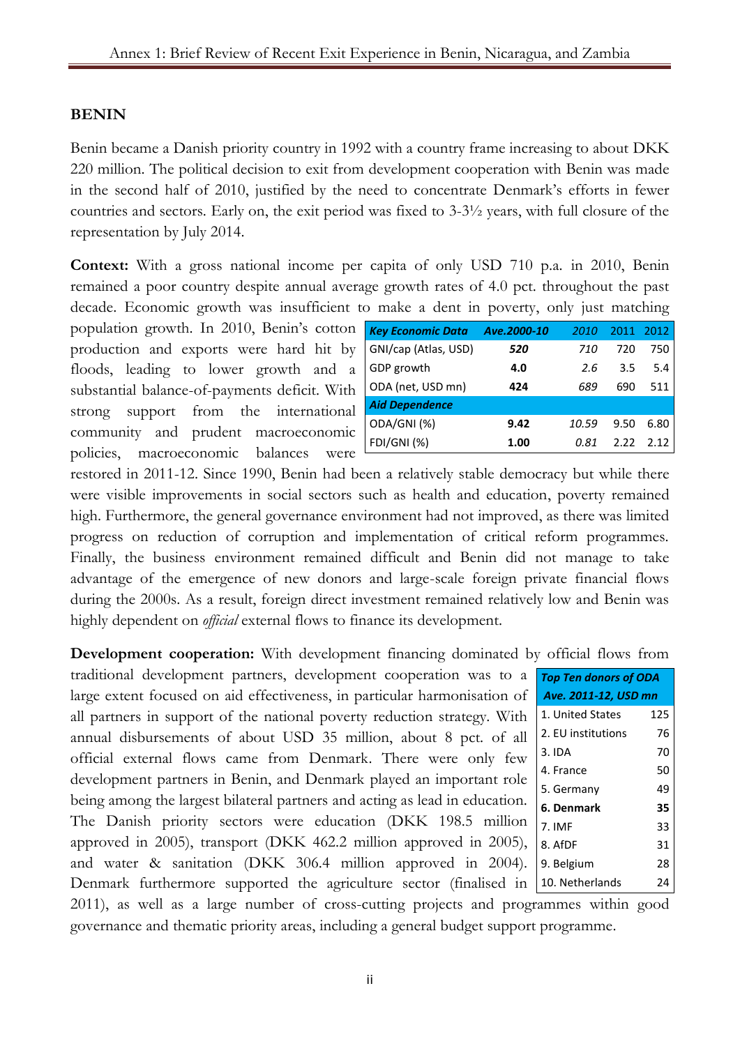## BENIN

Benin became a Danish priority country in 1992 with a country frame increasing to about DKK 220 million. The political decision to exit from development cooperation with Benin was made in the second half of 2010, justified by the need to concentrate Denmark's efforts in fewer countries and sectors. Early on, the exit period was fixed to 3-3½ years, with full closure of the representation by July 2014.

**Context:** With a gross national income per capita of only USD 710 p.a. in 2010, Benin remained a poor country despite annual average growth rates of 4.0 pct. throughout the past decade. Economic growth was insufficient to make a dent in poverty, only just matching population growth. In 2010, Benin's cotton production and exports were hard hit by floods, leading to lower growth and a substantial balance-of-payments deficit. With strong support from the international community and prudent macroeconomic policies, macroeconomic balances were restored in 2011-12. Since 1990, Benin had been a relatively stable democracy but while there were visible improvements in social sectors such as health and education, poverty remained high. Furthermore, the general governance environment had not improved, as there was limited progress on reduction of corruption and implementation of critical reform programmes. Finally, the business environment remained difficult and Benin did not manage to take advantage of the emergence of new donors and large-scale foreign private financial flows during the 2000s. As a result, foreign direct investment remained relatively low and Benin was highly dependent on *official* external flows to finance its development.

| ***Key Economic Data*** | ***Ave.2000-10*** | *2010* | 2011 | 2012 |
|---|---|---|---|---|
| GNI/cap (Atlas, USD) | ***520*** | *710* | 720 | 750 |
| GDP growth | **4.0** | *2.6* | 3.5 | 5.4 |
| ODA (net, USD mn) | **424** | *689* | 690 | 511 |
| ***Aid Dependence*** | | | | |
| ODA/GNI (%) | **9.42** | *10.59* | 9.50 | 6.80 |
| FDI/GNI (%) | **1.00** | *0.81* | 2.22 | 2.12 |

**Development cooperation:** With development financing dominated by official flows from traditional development partners, development cooperation was to a large extent focused on aid effectiveness, in particular harmonisation of all partners in support of the national poverty reduction strategy. With annual disbursements of about USD 35 million, about 8 pct. of all official external flows came from Denmark. There were only few development partners in Benin, and Denmark played an important role being among the largest bilateral partners and acting as lead in education. The Danish priority sectors were education (DKK 198.5 million approved in 2005), transport (DKK 462.2 million approved in 2005), and water & sanitation (DKK 306.4 million approved in 2004). Denmark furthermore supported the agriculture sector (finalised in 2011), as well as a large number of cross-cutting projects and programmes within good governance and thematic priority areas, including a general budget support programme.

| ***Top Ten donors of ODA Ave. 2011-12, USD mn*** | |
|---|---|
| 1. United States | 125 |
| 2. EU institutions | 76 |
| 3. IDA | 70 |
| 4. France | 50 |
| 5. Germany | 49 |
| **6. Denmark** | **35** |
| 7. IMF | 33 |
| 8. AfDF | 31 |
| 9. Belgium | 28 |
| 10. Netherlands | 24 |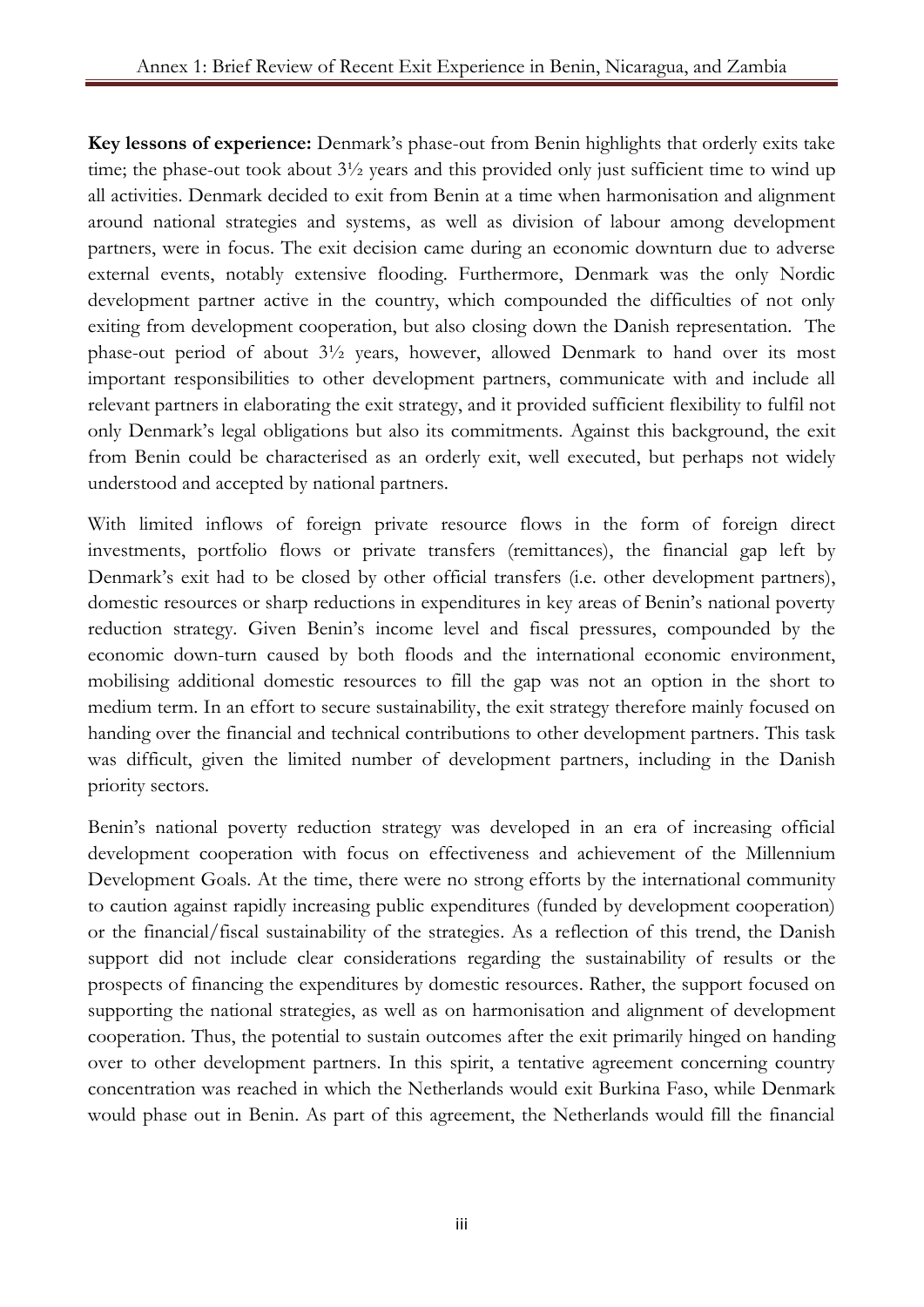**Key lessons of experience:** Denmark's phase-out from Benin highlights that orderly exits take time; the phase-out took about 3½ years and this provided only just sufficient time to wind up all activities. Denmark decided to exit from Benin at a time when harmonisation and alignment around national strategies and systems, as well as division of labour among development partners, were in focus. The exit decision came during an economic downturn due to adverse external events, notably extensive flooding. Furthermore, Denmark was the only Nordic development partner active in the country, which compounded the difficulties of not only exiting from development cooperation, but also closing down the Danish representation. The phase-out period of about 3½ years, however, allowed Denmark to hand over its most important responsibilities to other development partners, communicate with and include all relevant partners in elaborating the exit strategy, and it provided sufficient flexibility to fulfil not only Denmark's legal obligations but also its commitments. Against this background, the exit from Benin could be characterised as an orderly exit, well executed, but perhaps not widely understood and accepted by national partners.

With limited inflows of foreign private resource flows in the form of foreign direct investments, portfolio flows or private transfers (remittances), the financial gap left by Denmark's exit had to be closed by other official transfers (i.e. other development partners), domestic resources or sharp reductions in expenditures in key areas of Benin's national poverty reduction strategy. Given Benin's income level and fiscal pressures, compounded by the economic down-turn caused by both floods and the international economic environment, mobilising additional domestic resources to fill the gap was not an option in the short to medium term. In an effort to secure sustainability, the exit strategy therefore mainly focused on handing over the financial and technical contributions to other development partners. This task was difficult, given the limited number of development partners, including in the Danish priority sectors.

Benin's national poverty reduction strategy was developed in an era of increasing official development cooperation with focus on effectiveness and achievement of the Millennium Development Goals. At the time, there were no strong efforts by the international community to caution against rapidly increasing public expenditures (funded by development cooperation) or the financial/fiscal sustainability of the strategies. As a reflection of this trend, the Danish support did not include clear considerations regarding the sustainability of results or the prospects of financing the expenditures by domestic resources. Rather, the support focused on supporting the national strategies, as well as on harmonisation and alignment of development cooperation. Thus, the potential to sustain outcomes after the exit primarily hinged on handing over to other development partners. In this spirit, a tentative agreement concerning country concentration was reached in which the Netherlands would exit Burkina Faso, while Denmark would phase out in Benin. As part of this agreement, the Netherlands would fill the financial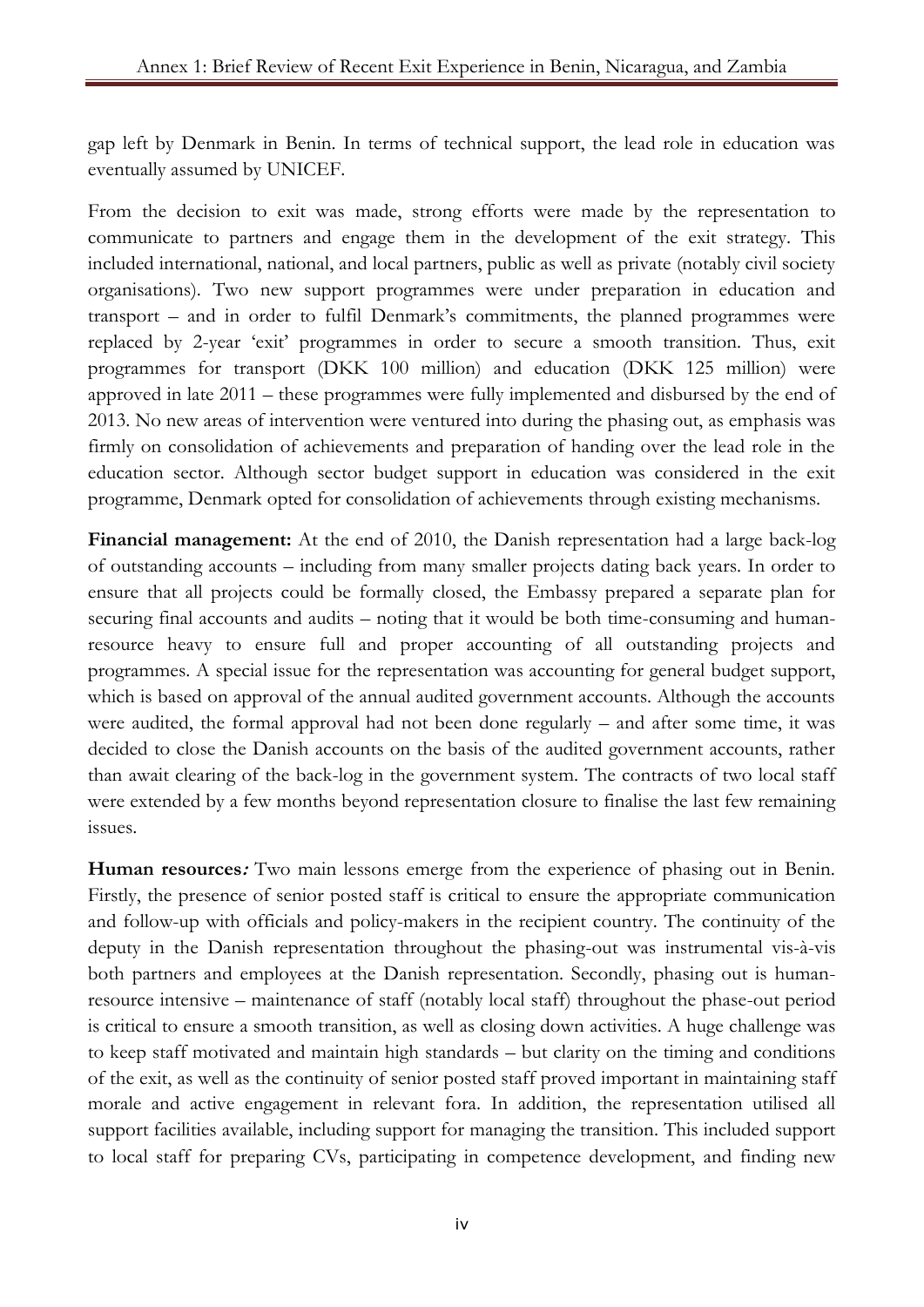gap left by Denmark in Benin. In terms of technical support, the lead role in education was eventually assumed by UNICEF.

From the decision to exit was made, strong efforts were made by the representation to communicate to partners and engage them in the development of the exit strategy. This included international, national, and local partners, public as well as private (notably civil society organisations). Two new support programmes were under preparation in education and transport – and in order to fulfil Denmark's commitments, the planned programmes were replaced by 2-year 'exit' programmes in order to secure a smooth transition. Thus, exit programmes for transport (DKK 100 million) and education (DKK 125 million) were approved in late 2011 – these programmes were fully implemented and disbursed by the end of 2013. No new areas of intervention were ventured into during the phasing out, as emphasis was firmly on consolidation of achievements and preparation of handing over the lead role in the education sector. Although sector budget support in education was considered in the exit programme, Denmark opted for consolidation of achievements through existing mechanisms.

**Financial management:** At the end of 2010, the Danish representation had a large back-log of outstanding accounts – including from many smaller projects dating back years. In order to ensure that all projects could be formally closed, the Embassy prepared a separate plan for securing final accounts and audits – noting that it would be both time-consuming and human-resource heavy to ensure full and proper accounting of all outstanding projects and programmes. A special issue for the representation was accounting for general budget support, which is based on approval of the annual audited government accounts. Although the accounts were audited, the formal approval had not been done regularly – and after some time, it was decided to close the Danish accounts on the basis of the audited government accounts, rather than await clearing of the back-log in the government system. The contracts of two local staff were extended by a few months beyond representation closure to finalise the last few remaining issues.

***Human resources:*** Two main lessons emerge from the experience of phasing out in Benin. Firstly, the presence of senior posted staff is critical to ensure the appropriate communication and follow-up with officials and policy-makers in the recipient country. The continuity of the deputy in the Danish representation throughout the phasing-out was instrumental vis-à-vis both partners and employees at the Danish representation. Secondly, phasing out is human-resource intensive – maintenance of staff (notably local staff) throughout the phase-out period is critical to ensure a smooth transition, as well as closing down activities. A huge challenge was to keep staff motivated and maintain high standards – but clarity on the timing and conditions of the exit, as well as the continuity of senior posted staff proved important in maintaining staff morale and active engagement in relevant fora. In addition, the representation utilised all support facilities available, including support for managing the transition. This included support to local staff for preparing CVs, participating in competence development, and finding new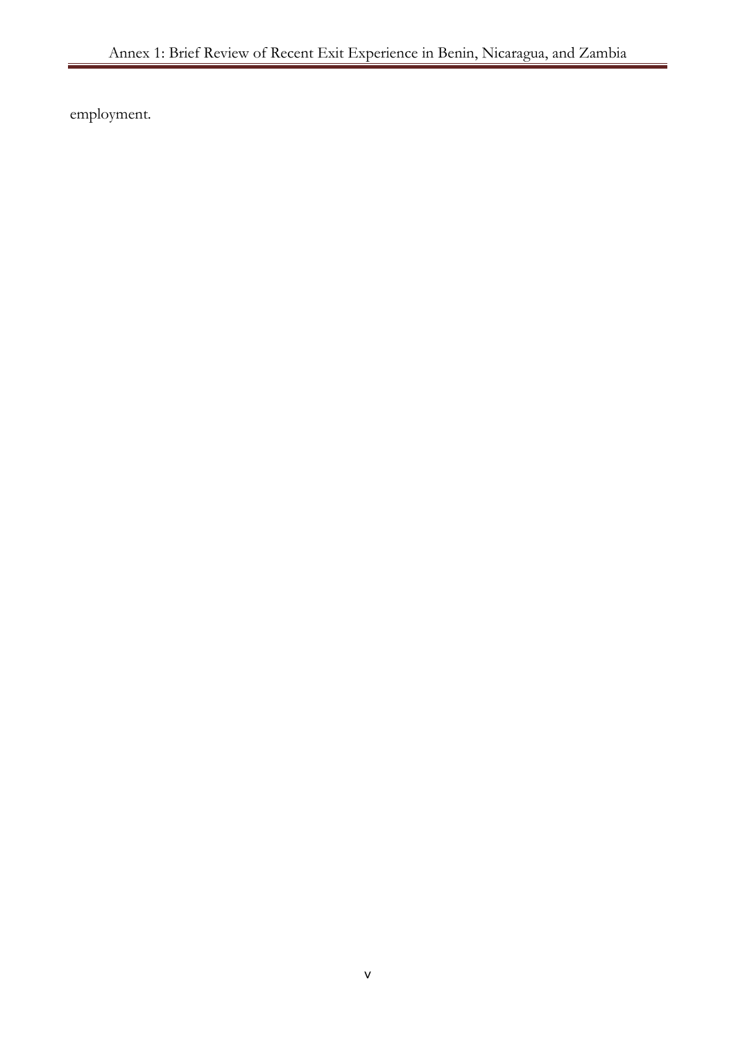employment.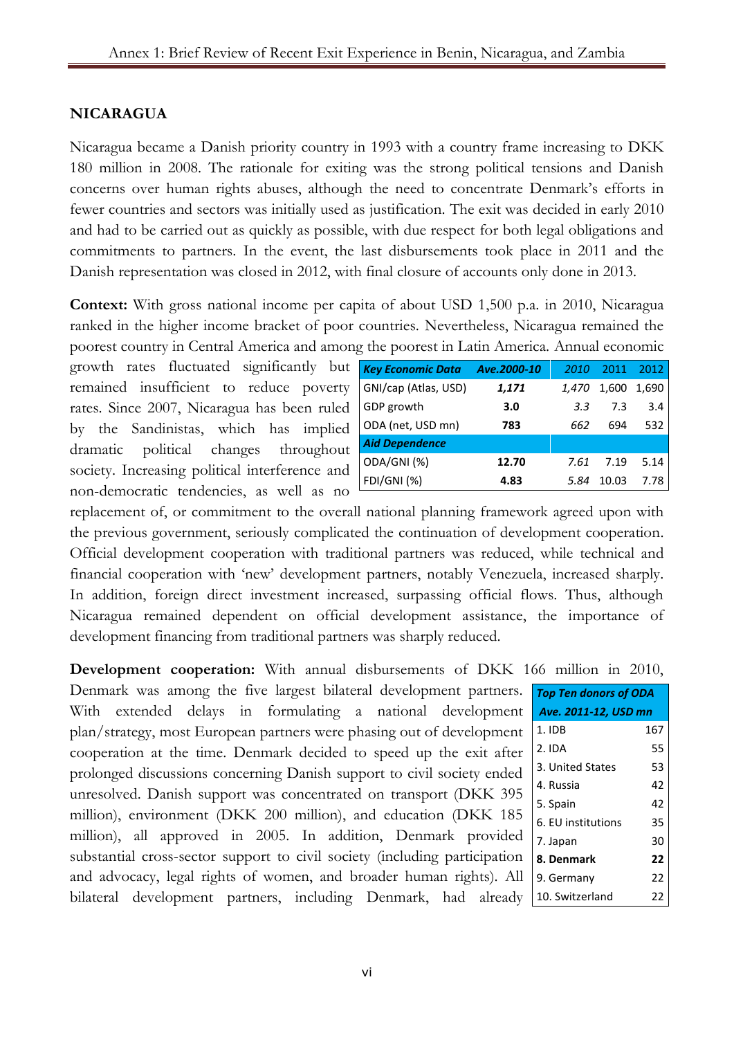## NICARAGUA

Nicaragua became a Danish priority country in 1993 with a country frame increasing to DKK 180 million in 2008. The rationale for exiting was the strong political tensions and Danish concerns over human rights abuses, although the need to concentrate Denmark's efforts in fewer countries and sectors was initially used as justification. The exit was decided in early 2010 and had to be carried out as quickly as possible, with due respect for both legal obligations and commitments to partners. In the event, the last disbursements took place in 2011 and the Danish representation was closed in 2012, with final closure of accounts only done in 2013.

**Context:** With gross national income per capita of about USD 1,500 p.a. in 2010, Nicaragua ranked in the higher income bracket of poor countries. Nevertheless, Nicaragua remained the poorest country in Central America and among the poorest in Latin America. Annual economic growth rates fluctuated significantly but remained insufficient to reduce poverty rates. Since 2007, Nicaragua has been ruled by the Sandinistas, which has implied dramatic political changes throughout society. Increasing political interference and non-democratic tendencies, as well as no replacement of, or commitment to the overall national planning framework agreed upon with the previous government, seriously complicated the continuation of development cooperation. Official development cooperation with traditional partners was reduced, while technical and financial cooperation with 'new' development partners, notably Venezuela, increased sharply. In addition, foreign direct investment increased, surpassing official flows. Thus, although Nicaragua remained dependent on official development assistance, the importance of development financing from traditional partners was sharply reduced.

| *Key Economic Data* | *Ave.2000-10* | *2010* | 2011 | 2012 |
|---|---|---|---|---|
| GNI/cap (Atlas, USD) | ***1,171*** | *1,470* | 1,600 | 1,690 |
| GDP growth | **3.0** | *3.3* | 7.3 | 3.4 |
| ODA (net, USD mn) | **783** | *662* | 694 | 532 |
| ***Aid Dependence*** | | | | |
| ODA/GNI (%) | **12.70** | *7.61* | 7.19 | 5.14 |
| FDI/GNI (%) | **4.83** | *5.84* | 10.03 | 7.78 |

**Development cooperation:** With annual disbursements of DKK 166 million in 2010, Denmark was among the five largest bilateral development partners. With extended delays in formulating a national development plan/strategy, most European partners were phasing out of development cooperation at the time. Denmark decided to speed up the exit after prolonged discussions concerning Danish support to civil society ended unresolved. Danish support was concentrated on transport (DKK 395 million), environment (DKK 200 million), and education (DKK 185 million), all approved in 2005. In addition, Denmark provided substantial cross-sector support to civil society (including participation and advocacy, legal rights of women, and broader human rights). All bilateral development partners, including Denmark, had already

| *Top Ten donors of ODA Ave. 2011-12, USD mn* | |
|---|---|
| 1. IDB | 167 |
| 2. IDA | 55 |
| 3. United States | 53 |
| 4. Russia | 42 |
| 5. Spain | 42 |
| 6. EU institutions | 35 |
| 7. Japan | 30 |
| **8. Denmark** | **22** |
| 9. Germany | 22 |
| 10. Switzerland | 22 |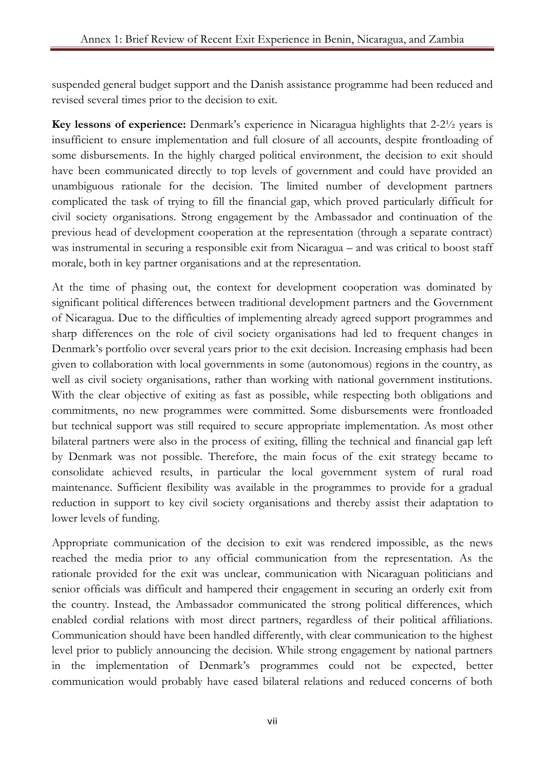suspended general budget support and the Danish assistance programme had been reduced and revised several times prior to the decision to exit.

**Key lessons of experience:** Denmark's experience in Nicaragua highlights that 2-2½ years is insufficient to ensure implementation and full closure of all accounts, despite frontloading of some disbursements. In the highly charged political environment, the decision to exit should have been communicated directly to top levels of government and could have provided an unambiguous rationale for the decision. The limited number of development partners complicated the task of trying to fill the financial gap, which proved particularly difficult for civil society organisations. Strong engagement by the Ambassador and continuation of the previous head of development cooperation at the representation (through a separate contract) was instrumental in securing a responsible exit from Nicaragua – and was critical to boost staff morale, both in key partner organisations and at the representation.

At the time of phasing out, the context for development cooperation was dominated by significant political differences between traditional development partners and the Government of Nicaragua. Due to the difficulties of implementing already agreed support programmes and sharp differences on the role of civil society organisations had led to frequent changes in Denmark's portfolio over several years prior to the exit decision. Increasing emphasis had been given to collaboration with local governments in some (autonomous) regions in the country, as well as civil society organisations, rather than working with national government institutions. With the clear objective of exiting as fast as possible, while respecting both obligations and commitments, no new programmes were committed. Some disbursements were frontloaded but technical support was still required to secure appropriate implementation. As most other bilateral partners were also in the process of exiting, filling the technical and financial gap left by Denmark was not possible. Therefore, the main focus of the exit strategy became to consolidate achieved results, in particular the local government system of rural road maintenance. Sufficient flexibility was available in the programmes to provide for a gradual reduction in support to key civil society organisations and thereby assist their adaptation to lower levels of funding.

Appropriate communication of the decision to exit was rendered impossible, as the news reached the media prior to any official communication from the representation. As the rationale provided for the exit was unclear, communication with Nicaraguan politicians and senior officials was difficult and hampered their engagement in securing an orderly exit from the country. Instead, the Ambassador communicated the strong political differences, which enabled cordial relations with most direct partners, regardless of their political affiliations. Communication should have been handled differently, with clear communication to the highest level prior to publicly announcing the decision. While strong engagement by national partners in the implementation of Denmark's programmes could not be expected, better communication would probably have eased bilateral relations and reduced concerns of both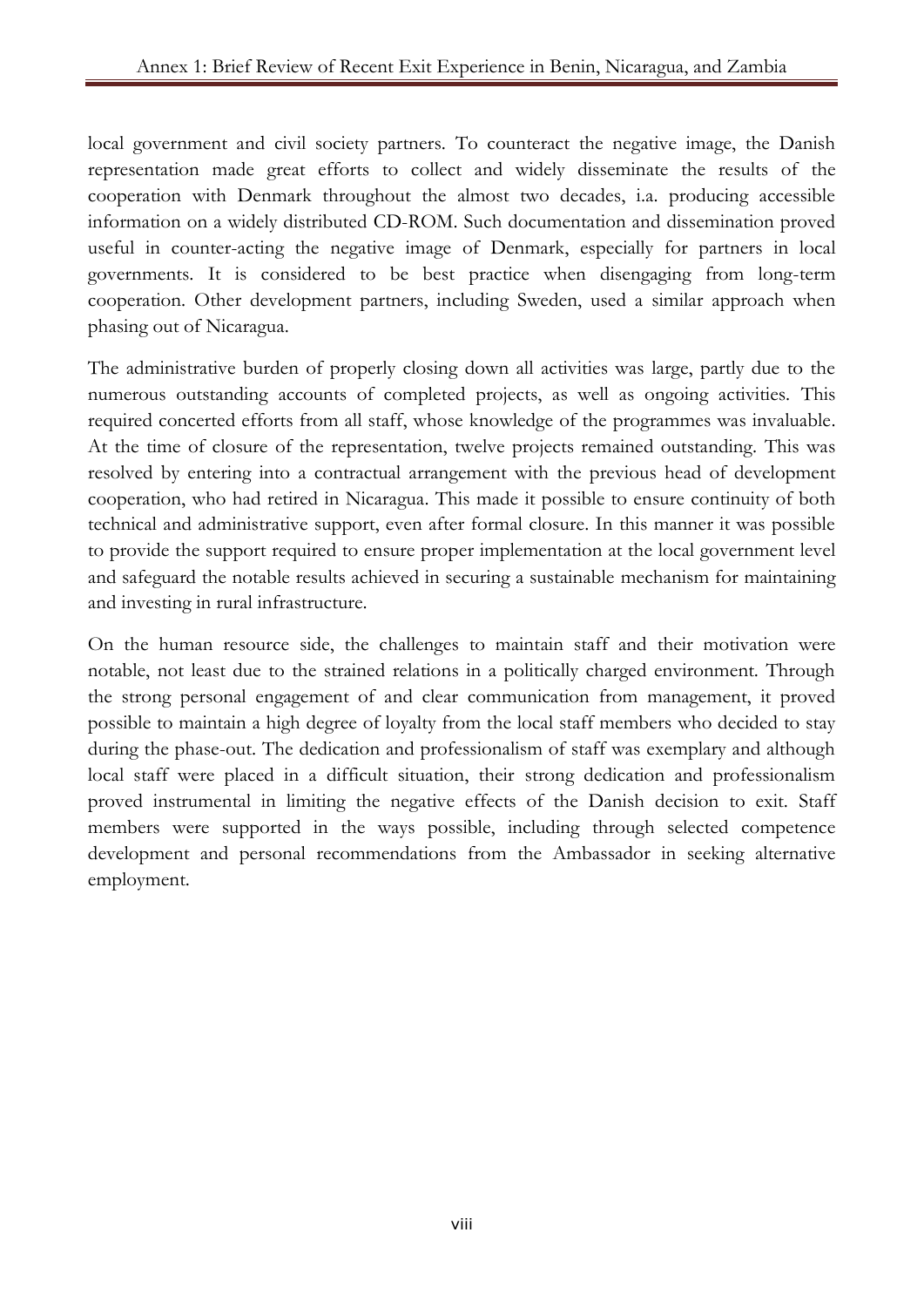local government and civil society partners. To counteract the negative image, the Danish representation made great efforts to collect and widely disseminate the results of the cooperation with Denmark throughout the almost two decades, i.a. producing accessible information on a widely distributed CD-ROM. Such documentation and dissemination proved useful in counter-acting the negative image of Denmark, especially for partners in local governments. It is considered to be best practice when disengaging from long-term cooperation. Other development partners, including Sweden, used a similar approach when phasing out of Nicaragua.

The administrative burden of properly closing down all activities was large, partly due to the numerous outstanding accounts of completed projects, as well as ongoing activities. This required concerted efforts from all staff, whose knowledge of the programmes was invaluable. At the time of closure of the representation, twelve projects remained outstanding. This was resolved by entering into a contractual arrangement with the previous head of development cooperation, who had retired in Nicaragua. This made it possible to ensure continuity of both technical and administrative support, even after formal closure. In this manner it was possible to provide the support required to ensure proper implementation at the local government level and safeguard the notable results achieved in securing a sustainable mechanism for maintaining and investing in rural infrastructure.

On the human resource side, the challenges to maintain staff and their motivation were notable, not least due to the strained relations in a politically charged environment. Through the strong personal engagement of and clear communication from management, it proved possible to maintain a high degree of loyalty from the local staff members who decided to stay during the phase-out. The dedication and professionalism of staff was exemplary and although local staff were placed in a difficult situation, their strong dedication and professionalism proved instrumental in limiting the negative effects of the Danish decision to exit. Staff members were supported in the ways possible, including through selected competence development and personal recommendations from the Ambassador in seeking alternative employment.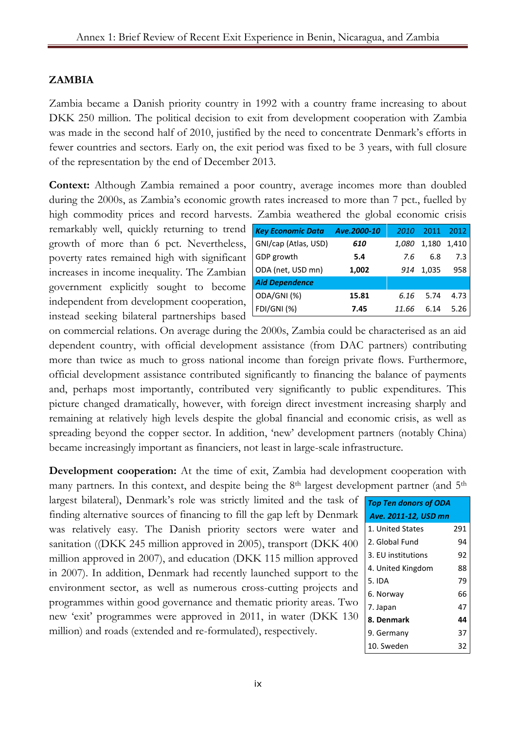## ZAMBIA

Zambia became a Danish priority country in 1992 with a country frame increasing to about DKK 250 million. The political decision to exit from development cooperation with Zambia was made in the second half of 2010, justified by the need to concentrate Denmark's efforts in fewer countries and sectors. Early on, the exit period was fixed to be 3 years, with full closure of the representation by the end of December 2013.

**Context:** Although Zambia remained a poor country, average incomes more than doubled during the 2000s, as Zambia's economic growth rates increased to more than 7 pct., fuelled by high commodity prices and record harvests. Zambia weathered the global economic crisis remarkably well, quickly returning to trend growth of more than 6 pct. Nevertheless, poverty rates remained high with significant increases in income inequality. The Zambian government explicitly sought to become independent from development cooperation, instead seeking bilateral partnerships based on commercial relations. On average during the 2000s, Zambia could be characterised as an aid dependent country, with official development assistance (from DAC partners) contributing more than twice as much to gross national income than foreign private flows. Furthermore, official development assistance contributed significantly to financing the balance of payments and, perhaps most importantly, contributed very significantly to public expenditures. This picture changed dramatically, however, with foreign direct investment increasing sharply and remaining at relatively high levels despite the global financial and economic crisis, as well as spreading beyond the copper sector. In addition, 'new' development partners (notably China) became increasingly important as financiers, not least in large-scale infrastructure.

| ***Key Economic Data*** | ***Ave.2000-10*** | *2010* | 2011 | 2012 |
|---|---|---|---|---|
| GNI/cap (Atlas, USD) | ***610*** | *1,080* | 1,180 | 1,410 |
| GDP growth | **5.4** | *7.6* | 6.8 | 7.3 |
| ODA (net, USD mn) | **1,002** | *914* | 1,035 | 958 |
| ***Aid Dependence*** | | | | |
| ODA/GNI (%) | **15.81** | *6.16* | 5.74 | 4.73 |
| FDI/GNI (%) | **7.45** | *11.66* | 6.14 | 5.26 |

**Development cooperation:** At the time of exit, Zambia had development cooperation with many partners. In this context, and despite being the 8th largest development partner (and 5th largest bilateral), Denmark's role was strictly limited and the task of finding alternative sources of financing to fill the gap left by Denmark was relatively easy. The Danish priority sectors were water and sanitation ((DKK 245 million approved in 2005), transport (DKK 400 million approved in 2007), and education (DKK 115 million approved in 2007). In addition, Denmark had recently launched support to the environment sector, as well as numerous cross-cutting projects and programmes within good governance and thematic priority areas. Two new 'exit' programmes were approved in 2011, in water (DKK 130 million) and roads (extended and re-formulated), respectively.

| ***Top Ten donors of ODA Ave. 2011-12, USD mn*** | |
|---|---|
| 1. United States | 291 |
| 2. Global Fund | 94 |
| 3. EU institutions | 92 |
| 4. United Kingdom | 88 |
| 5. IDA | 79 |
| 6. Norway | 66 |
| 7. Japan | 47 |
| **8. Denmark** | **44** |
| 9. Germany | 37 |
| 10. Sweden | 32 |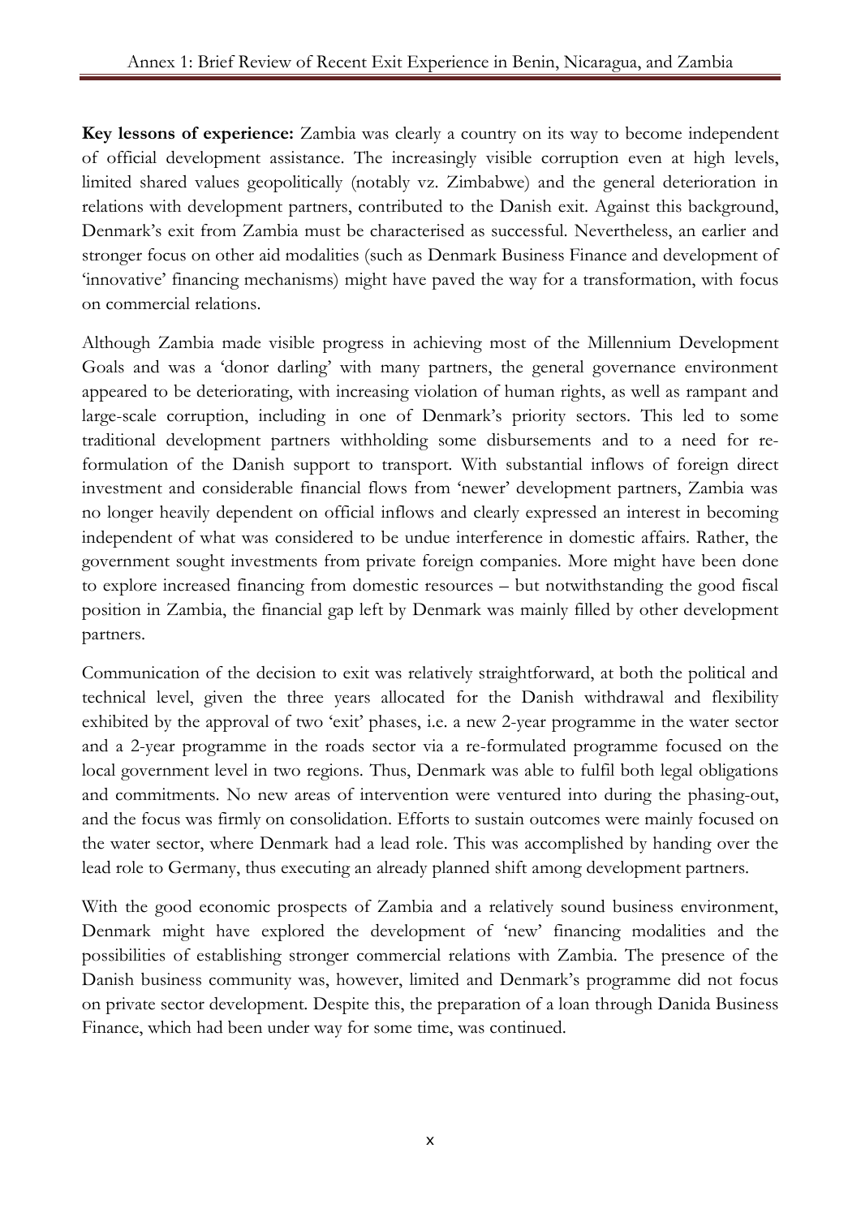**Key lessons of experience:** Zambia was clearly a country on its way to become independent of official development assistance. The increasingly visible corruption even at high levels, limited shared values geopolitically (notably vz. Zimbabwe) and the general deterioration in relations with development partners, contributed to the Danish exit. Against this background, Denmark's exit from Zambia must be characterised as successful. Nevertheless, an earlier and stronger focus on other aid modalities (such as Denmark Business Finance and development of 'innovative' financing mechanisms) might have paved the way for a transformation, with focus on commercial relations.

Although Zambia made visible progress in achieving most of the Millennium Development Goals and was a 'donor darling' with many partners, the general governance environment appeared to be deteriorating, with increasing violation of human rights, as well as rampant and large-scale corruption, including in one of Denmark's priority sectors. This led to some traditional development partners withholding some disbursements and to a need for re-formulation of the Danish support to transport. With substantial inflows of foreign direct investment and considerable financial flows from 'newer' development partners, Zambia was no longer heavily dependent on official inflows and clearly expressed an interest in becoming independent of what was considered to be undue interference in domestic affairs. Rather, the government sought investments from private foreign companies. More might have been done to explore increased financing from domestic resources – but notwithstanding the good fiscal position in Zambia, the financial gap left by Denmark was mainly filled by other development partners.

Communication of the decision to exit was relatively straightforward, at both the political and technical level, given the three years allocated for the Danish withdrawal and flexibility exhibited by the approval of two 'exit' phases, i.e. a new 2-year programme in the water sector and a 2-year programme in the roads sector via a re-formulated programme focused on the local government level in two regions. Thus, Denmark was able to fulfil both legal obligations and commitments. No new areas of intervention were ventured into during the phasing-out, and the focus was firmly on consolidation. Efforts to sustain outcomes were mainly focused on the water sector, where Denmark had a lead role. This was accomplished by handing over the lead role to Germany, thus executing an already planned shift among development partners.

With the good economic prospects of Zambia and a relatively sound business environment, Denmark might have explored the development of 'new' financing modalities and the possibilities of establishing stronger commercial relations with Zambia. The presence of the Danish business community was, however, limited and Denmark's programme did not focus on private sector development. Despite this, the preparation of a loan through Danida Business Finance, which had been under way for some time, was continued.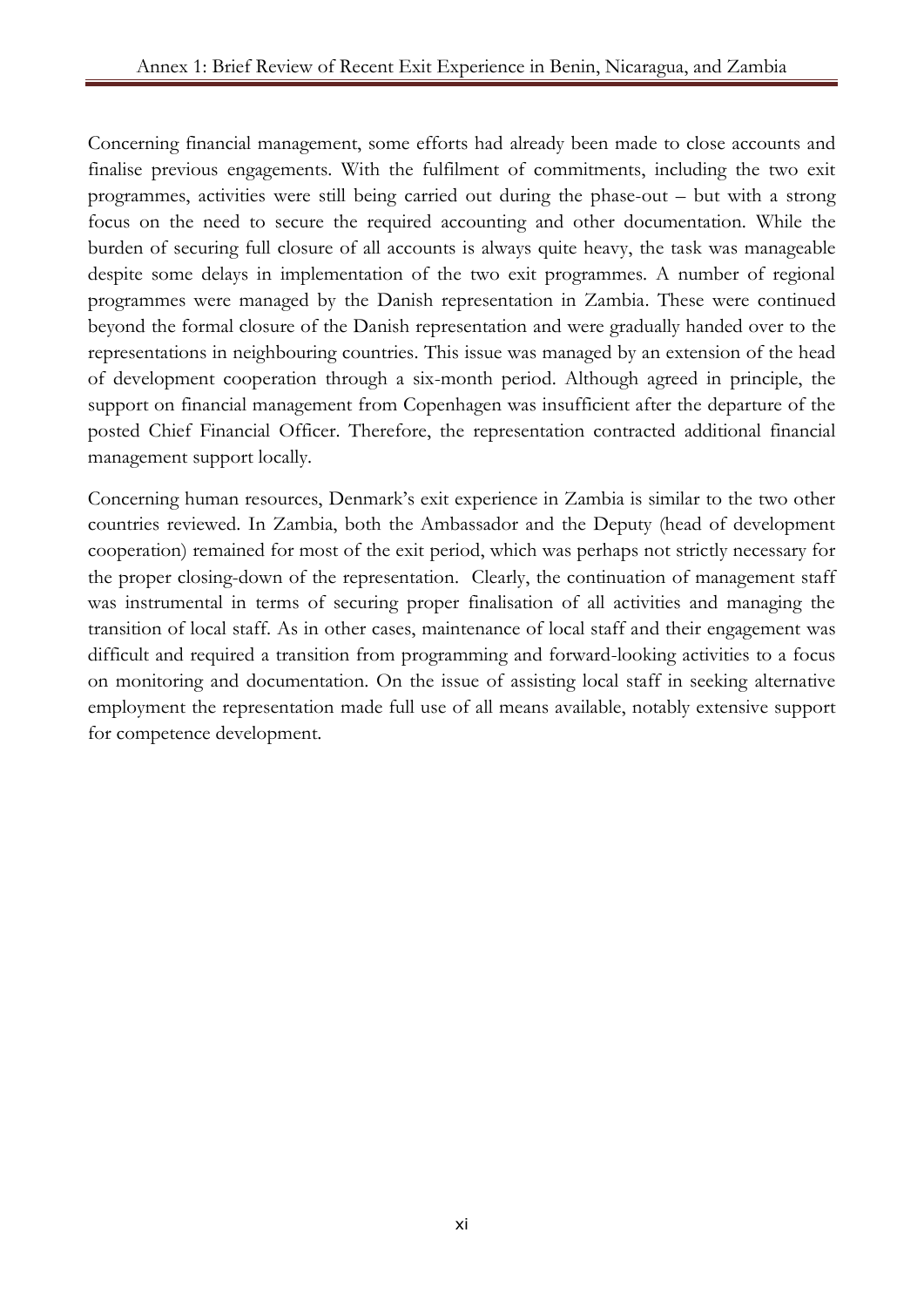Concerning financial management, some efforts had already been made to close accounts and finalise previous engagements. With the fulfilment of commitments, including the two exit programmes, activities were still being carried out during the phase-out – but with a strong focus on the need to secure the required accounting and other documentation. While the burden of securing full closure of all accounts is always quite heavy, the task was manageable despite some delays in implementation of the two exit programmes. A number of regional programmes were managed by the Danish representation in Zambia. These were continued beyond the formal closure of the Danish representation and were gradually handed over to the representations in neighbouring countries. This issue was managed by an extension of the head of development cooperation through a six-month period. Although agreed in principle, the support on financial management from Copenhagen was insufficient after the departure of the posted Chief Financial Officer. Therefore, the representation contracted additional financial management support locally.

Concerning human resources, Denmark's exit experience in Zambia is similar to the two other countries reviewed. In Zambia, both the Ambassador and the Deputy (head of development cooperation) remained for most of the exit period, which was perhaps not strictly necessary for the proper closing-down of the representation. Clearly, the continuation of management staff was instrumental in terms of securing proper finalisation of all activities and managing the transition of local staff. As in other cases, maintenance of local staff and their engagement was difficult and required a transition from programming and forward-looking activities to a focus on monitoring and documentation. On the issue of assisting local staff in seeking alternative employment the representation made full use of all means available, notably extensive support for competence development.